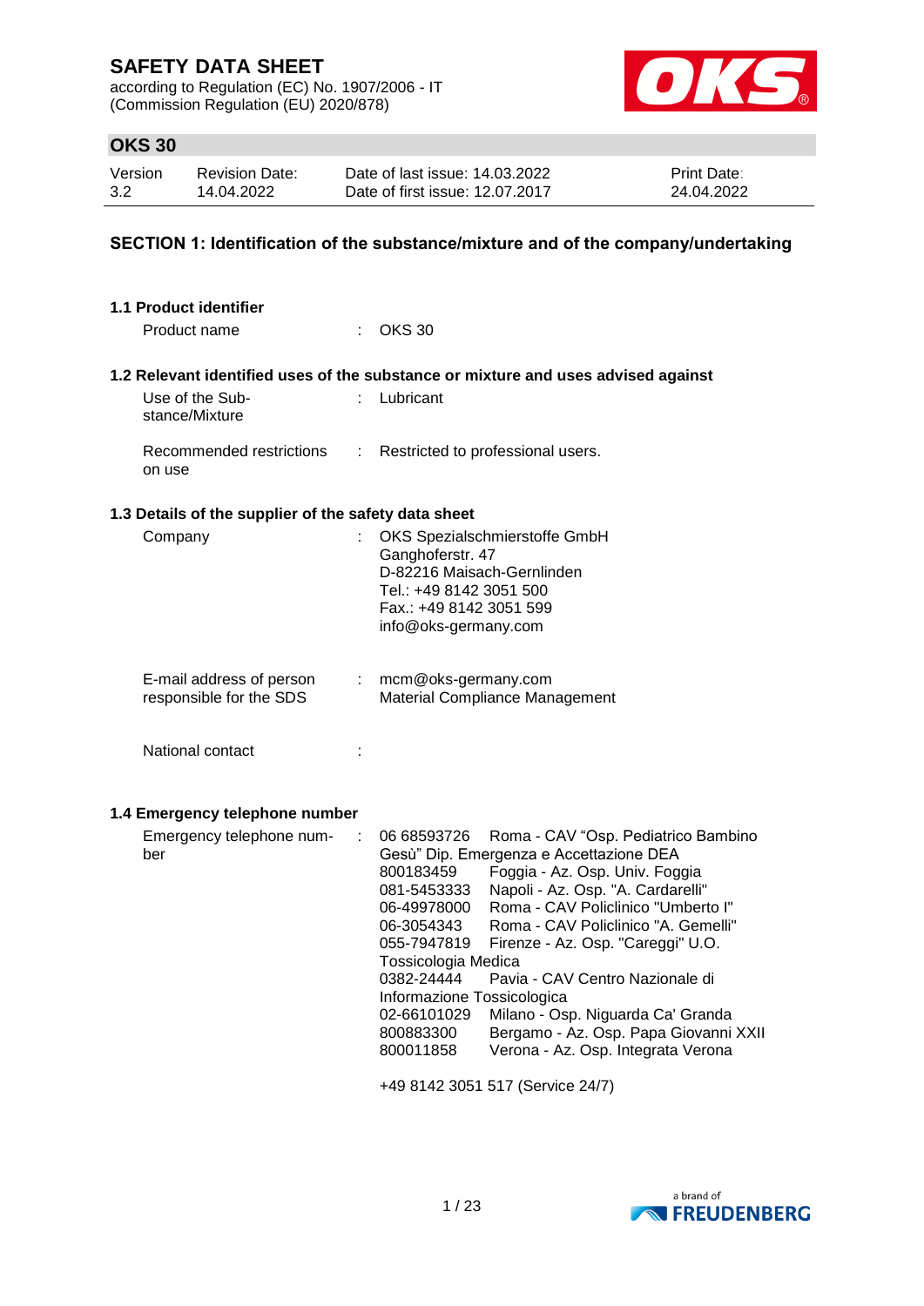# SAFETY DATA SHEET

according to Regulation (EC) No. 1907/2006 - IT
(Commission Regulation (EU) 2020/878)

## OKS 30

| Version | Revision Date: | Date of last issue: 14.03.2022 | Print Date: |
|---|---|---|---|
| 3.2 | 14.04.2022 | Date of first issue: 12.07.2017 | 24.04.2022 |

## SECTION 1: Identification of the substance/mixture and of the company/undertaking

### 1.1 Product identifier

Product name : OKS 30

### 1.2 Relevant identified uses of the substance or mixture and uses advised against

Use of the Substance/Mixture : Lubricant

Recommended restrictions on use : Restricted to professional users.

### 1.3 Details of the supplier of the safety data sheet

Company : OKS Spezialschmierstoffe GmbH
Ganghoferstr. 47
D-82216 Maisach-Gernlinden
Tel.: +49 8142 3051 500
Fax.: +49 8142 3051 599
info@oks-germany.com

E-mail address of person responsible for the SDS : mcm@oks-germany.com
Material Compliance Management

National contact :

### 1.4 Emergency telephone number

Emergency telephone number :

06 68593726 Roma - CAV "Osp. Pediatrico Bambino Gesù" Dip. Emergenza e Accettazione DEA
800183459 Foggia - Az. Osp. Univ. Foggia
081-5453333 Napoli - Az. Osp. "A. Cardarelli"
06-49978000 Roma - CAV Policlinico "Umberto I"
06-3054343 Roma - CAV Policlinico "A. Gemelli"
055-7947819 Firenze - Az. Osp. "Careggi" U.O. Tossicologia Medica
0382-24444 Pavia - CAV Centro Nazionale di Informazione Tossicologica
02-66101029 Milano - Osp. Niguarda Ca' Granda
800883300 Bergamo - Az. Osp. Papa Giovanni XXII
800011858 Verona - Az. Osp. Integrata Verona

+49 8142 3051 517 (Service 24/7)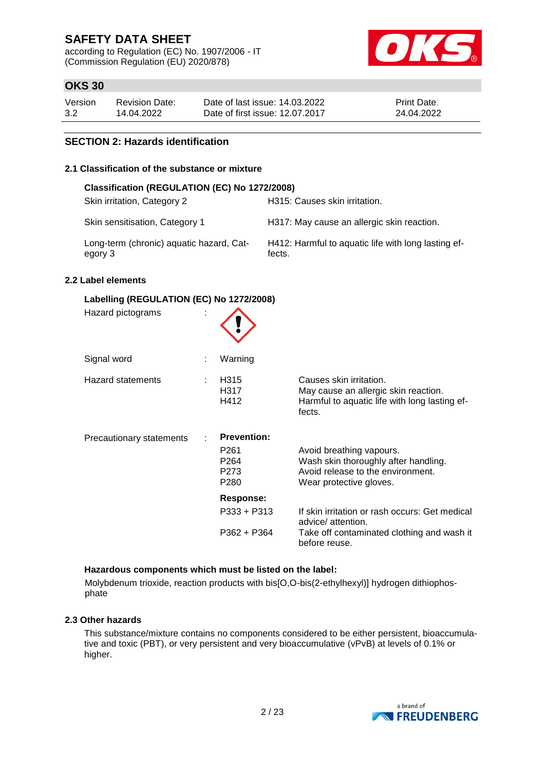## SECTION 2: Hazards identification

### 2.1 Classification of the substance or mixture

**Classification (REGULATION (EC) No 1272/2008)**

| | |
|---|---|
| Skin irritation, Category 2 | H315: Causes skin irritation. |
| Skin sensitisation, Category 1 | H317: May cause an allergic skin reaction. |
| Long-term (chronic) aquatic hazard, Category 3 | H412: Harmful to aquatic life with long lasting effects. |

### 2.2 Label elements

**Labelling (REGULATION (EC) No 1272/2008)**

Hazard pictograms :

Signal word : Warning

Hazard statements :

| | |
|---|---|
| H315 | Causes skin irritation. |
| H317 | May cause an allergic skin reaction. |
| H412 | Harmful to aquatic life with long lasting effects. |

Precautionary statements :

**Prevention:**

| | |
|---|---|
| P261 | Avoid breathing vapours. |
| P264 | Wash skin thoroughly after handling. |
| P273 | Avoid release to the environment. |
| P280 | Wear protective gloves. |

**Response:**

| | |
|---|---|
| P333 + P313 | If skin irritation or rash occurs: Get medical advice/ attention. |
| P362 + P364 | Take off contaminated clothing and wash it before reuse. |

**Hazardous components which must be listed on the label:**

Molybdenum trioxide, reaction products with bis[O,O-bis(2-ethylhexyl)] hydrogen dithiophosphate

### 2.3 Other hazards

This substance/mixture contains no components considered to be either persistent, bioaccumulative and toxic (PBT), or very persistent and very bioaccumulative (vPvB) at levels of 0.1% or higher.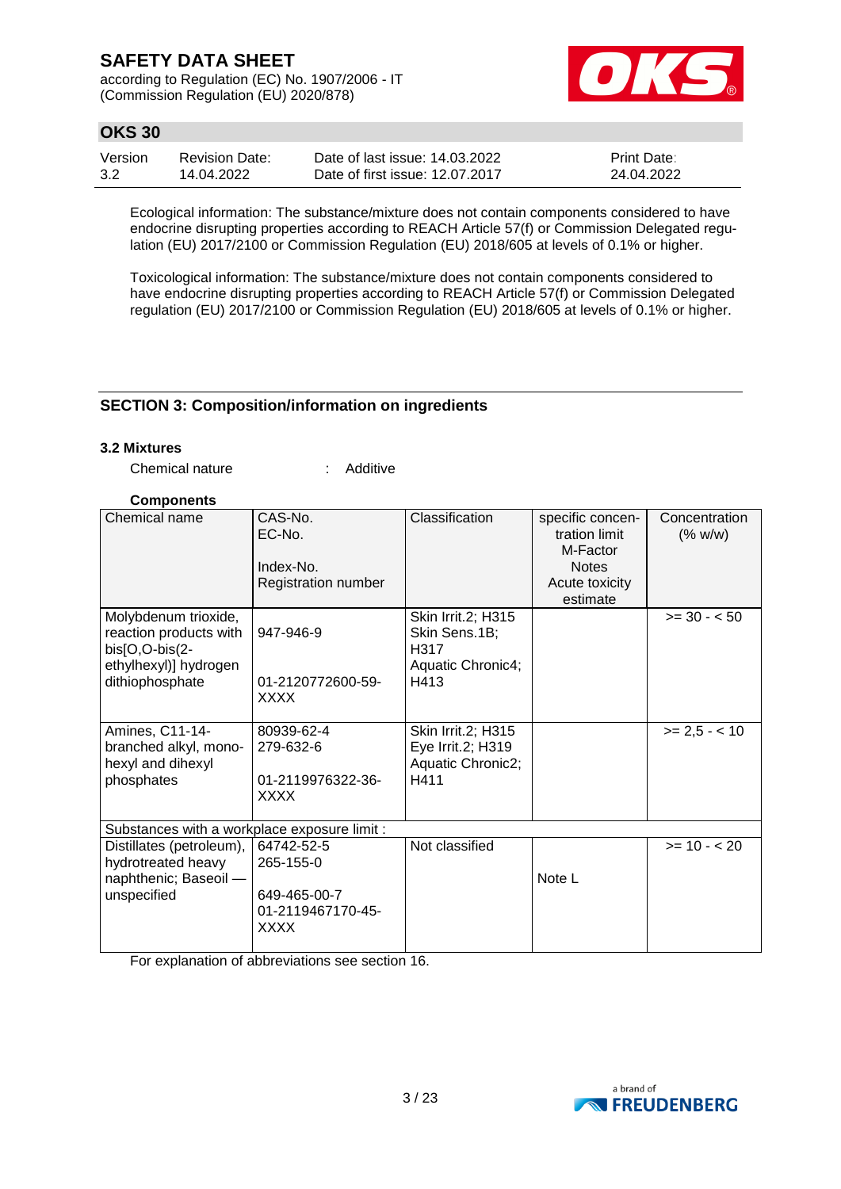Ecological information: The substance/mixture does not contain components considered to have endocrine disrupting properties according to REACH Article 57(f) or Commission Delegated regulation (EU) 2017/2100 or Commission Regulation (EU) 2018/605 at levels of 0.1% or higher.

Toxicological information: The substance/mixture does not contain components considered to have endocrine disrupting properties according to REACH Article 57(f) or Commission Delegated regulation (EU) 2017/2100 or Commission Regulation (EU) 2018/605 at levels of 0.1% or higher.

## SECTION 3: Composition/information on ingredients

### 3.2 Mixtures

Chemical nature : Additive

**Components**

| Chemical name | CAS-No.<br>EC-No.<br>Index-No.<br>Registration number | Classification | specific concentration limit<br>M-Factor<br>Notes<br>Acute toxicity estimate | Concentration (% w/w) |
|---|---|---|---|---|
| Molybdenum trioxide, reaction products with bis[O,O-bis(2-ethylhexyl)] hydrogen dithiophosphate | 947-946-9<br><br>01-2120772600-59-XXXX | Skin Irrit.2; H315<br>Skin Sens.1B; H317<br>Aquatic Chronic4; H413 | | >= 30 - < 50 |
| Amines, C11-14-branched alkyl, mono-hexyl and dihexyl phosphates | 80939-62-4<br>279-632-6<br><br>01-2119976322-36-XXXX | Skin Irrit.2; H315<br>Eye Irrit.2; H319<br>Aquatic Chronic2; H411 | | >= 2,5 - < 10 |
| Substances with a workplace exposure limit : | | | | |
| Distillates (petroleum), hydrotreated heavy naphthenic; Baseoil — unspecified | 64742-52-5<br>265-155-0<br><br>649-465-00-7<br>01-2119467170-45-XXXX | Not classified | Note L | >= 10 - < 20 |

For explanation of abbreviations see section 16.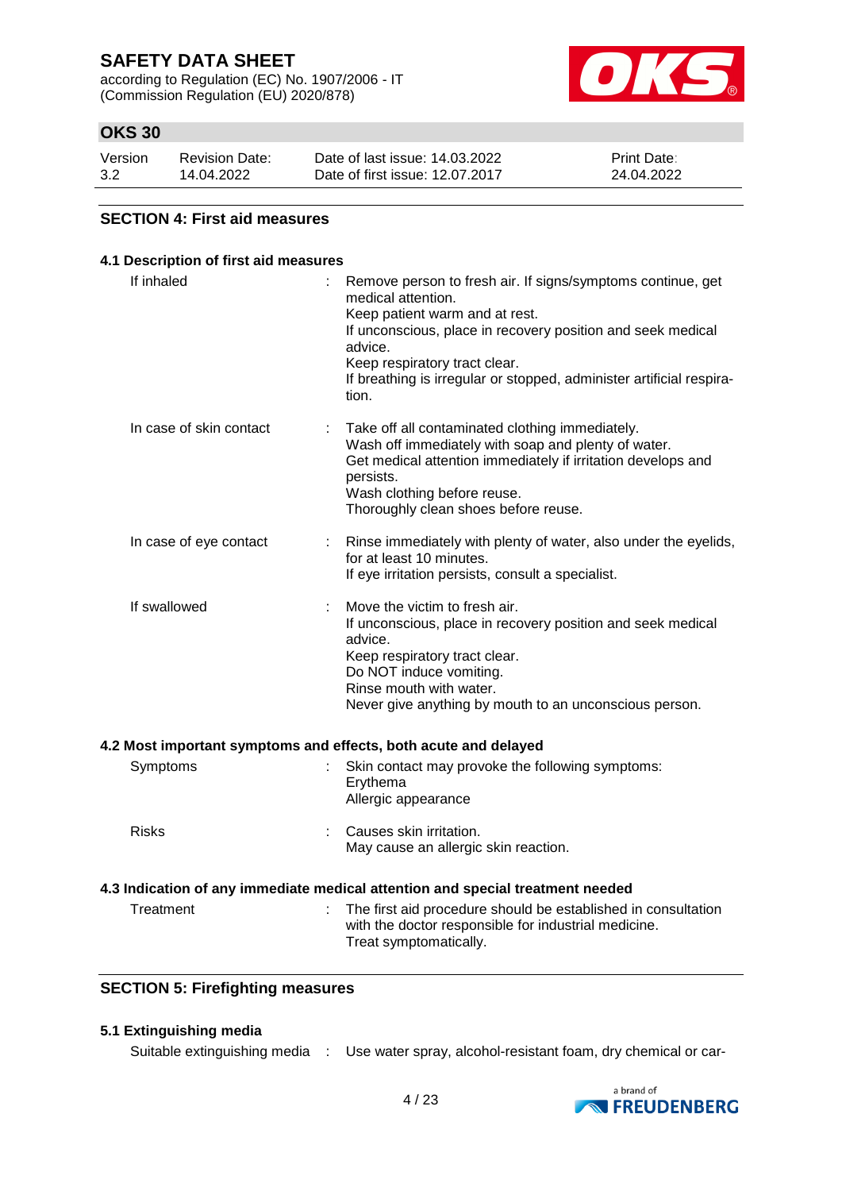## SECTION 4: First aid measures

### 4.1 Description of first aid measures

| | |
|---|---|
| If inhaled | : Remove person to fresh air. If signs/symptoms continue, get medical attention.<br>Keep patient warm and at rest.<br>If unconscious, place in recovery position and seek medical advice.<br>Keep respiratory tract clear.<br>If breathing is irregular or stopped, administer artificial respiration. |
| In case of skin contact | : Take off all contaminated clothing immediately.<br>Wash off immediately with soap and plenty of water.<br>Get medical attention immediately if irritation develops and persists.<br>Wash clothing before reuse.<br>Thoroughly clean shoes before reuse. |
| In case of eye contact | : Rinse immediately with plenty of water, also under the eyelids, for at least 10 minutes.<br>If eye irritation persists, consult a specialist. |
| If swallowed | : Move the victim to fresh air.<br>If unconscious, place in recovery position and seek medical advice.<br>Keep respiratory tract clear.<br>Do NOT induce vomiting.<br>Rinse mouth with water.<br>Never give anything by mouth to an unconscious person. |

### 4.2 Most important symptoms and effects, both acute and delayed

| | |
|---|---|
| Symptoms | : Skin contact may provoke the following symptoms:<br>Erythema<br>Allergic appearance |
| Risks | : Causes skin irritation.<br>May cause an allergic skin reaction. |

### 4.3 Indication of any immediate medical attention and special treatment needed

| | |
|---|---|
| Treatment | : The first aid procedure should be established in consultation with the doctor responsible for industrial medicine.<br>Treat symptomatically. |

## SECTION 5: Firefighting measures

### 5.1 Extinguishing media

| | |
|---|---|
| Suitable extinguishing media | : Use water spray, alcohol-resistant foam, dry chemical or car- |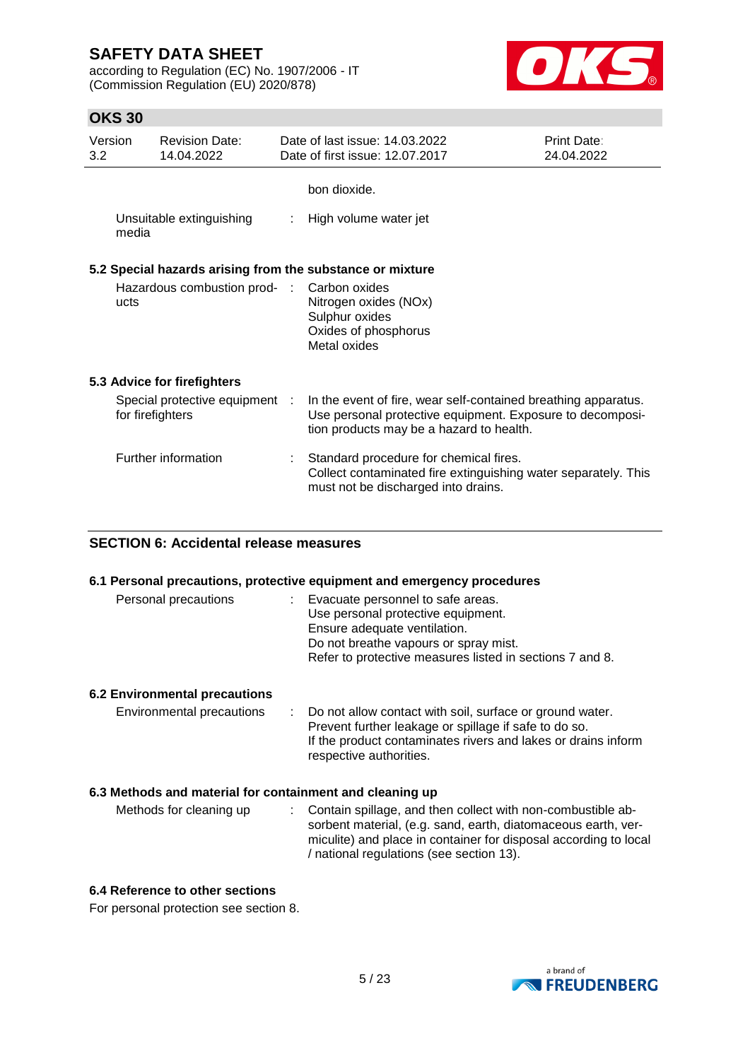bon dioxide.

| | | |
|---|---|---|
| Unsuitable extinguishing media | : | High volume water jet |

### 5.2 Special hazards arising from the substance or mixture

| | | |
|---|---|---|
| Hazardous combustion products | : | Carbon oxides<br>Nitrogen oxides (NOx)<br>Sulphur oxides<br>Oxides of phosphorus<br>Metal oxides |

### 5.3 Advice for firefighters

| | | |
|---|---|---|
| Special protective equipment for firefighters | : | In the event of fire, wear self-contained breathing apparatus. Use personal protective equipment. Exposure to decomposition products may be a hazard to health. |
| Further information | : | Standard procedure for chemical fires.<br>Collect contaminated fire extinguishing water separately. This must not be discharged into drains. |

## SECTION 6: Accidental release measures

### 6.1 Personal precautions, protective equipment and emergency procedures

| | | |
|---|---|---|
| Personal precautions | : | Evacuate personnel to safe areas.<br>Use personal protective equipment.<br>Ensure adequate ventilation.<br>Do not breathe vapours or spray mist.<br>Refer to protective measures listed in sections 7 and 8. |

### 6.2 Environmental precautions

| | | |
|---|---|---|
| Environmental precautions | : | Do not allow contact with soil, surface or ground water.<br>Prevent further leakage or spillage if safe to do so.<br>If the product contaminates rivers and lakes or drains inform respective authorities. |

### 6.3 Methods and material for containment and cleaning up

| | | |
|---|---|---|
| Methods for cleaning up | : | Contain spillage, and then collect with non-combustible absorbent material, (e.g. sand, earth, diatomaceous earth, vermiculite) and place in container for disposal according to local / national regulations (see section 13). |

### 6.4 Reference to other sections

For personal protection see section 8.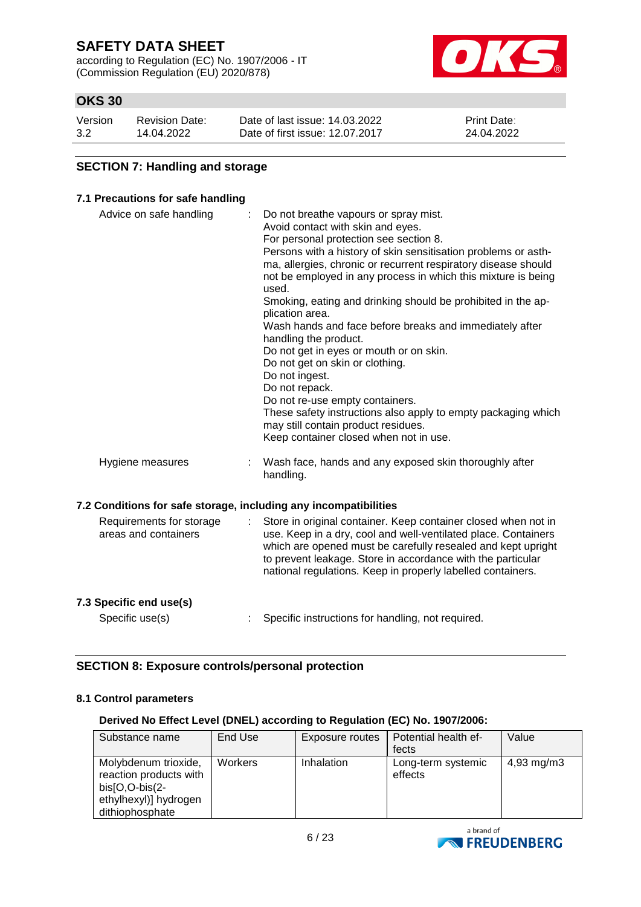## SECTION 7: Handling and storage

### 7.1 Precautions for safe handling

Advice on safe handling : Do not breathe vapours or spray mist.
Avoid contact with skin and eyes.
For personal protection see section 8.
Persons with a history of skin sensitisation problems or asthma, allergies, chronic or recurrent respiratory disease should not be employed in any process in which this mixture is being used.
Smoking, eating and drinking should be prohibited in the application area.
Wash hands and face before breaks and immediately after handling the product.
Do not get in eyes or mouth or on skin.
Do not get on skin or clothing.
Do not ingest.
Do not repack.
Do not re-use empty containers.
These safety instructions also apply to empty packaging which may still contain product residues.
Keep container closed when not in use.

Hygiene measures : Wash face, hands and any exposed skin thoroughly after handling.

### 7.2 Conditions for safe storage, including any incompatibilities

Requirements for storage areas and containers : Store in original container. Keep container closed when not in use. Keep in a dry, cool and well-ventilated place. Containers which are opened must be carefully resealed and kept upright to prevent leakage. Store in accordance with the particular national regulations. Keep in properly labelled containers.

### 7.3 Specific end use(s)

Specific use(s) : Specific instructions for handling, not required.

## SECTION 8: Exposure controls/personal protection

### 8.1 Control parameters

**Derived No Effect Level (DNEL) according to Regulation (EC) No. 1907/2006:**

| Substance name | End Use | Exposure routes | Potential health effects | Value |
|---|---|---|---|---|
| Molybdenum trioxide, reaction products with bis[O,O-bis(2-ethylhexyl)] hydrogen dithiophosphate | Workers | Inhalation | Long-term systemic effects | 4,93 mg/m3 |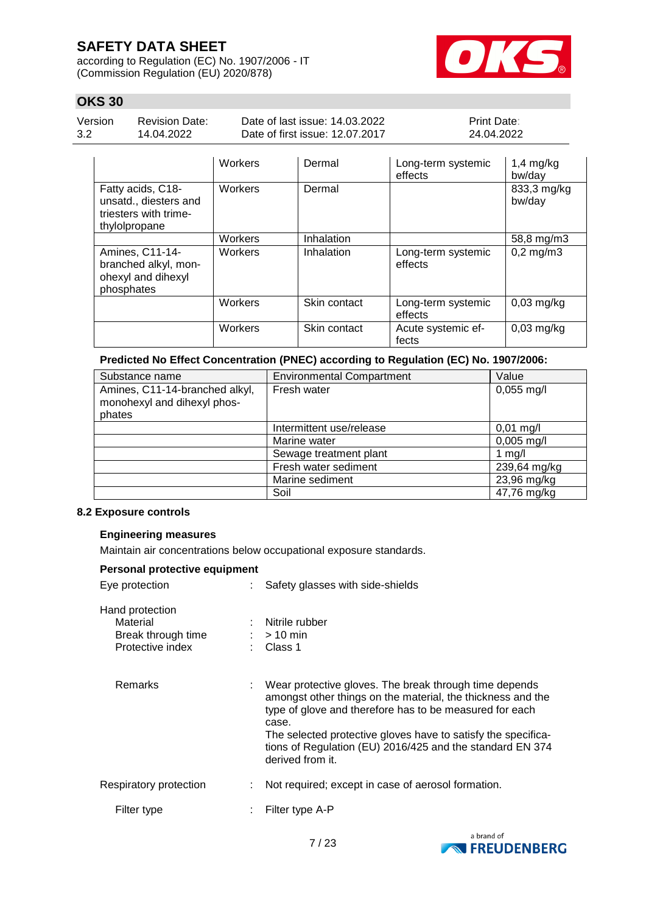| | Workers | Dermal | Long-term systemic effects | 1,4 mg/kg bw/day |
|---|---|---|---|---|
| Fatty acids, C18-unsatd., diesters and triesters with trimethylolpropane | Workers | Dermal | | 833,3 mg/kg bw/day |
| | Workers | Inhalation | | 58,8 mg/m3 |
| Amines, C11-14-branched alkyl, monohexyl and dihexyl phosphates | Workers | Inhalation | Long-term systemic effects | 0,2 mg/m3 |
| | Workers | Skin contact | Long-term systemic effects | 0,03 mg/kg |
| | Workers | Skin contact | Acute systemic effects | 0,03 mg/kg |

**Predicted No Effect Concentration (PNEC) according to Regulation (EC) No. 1907/2006:**

| Substance name | Environmental Compartment | Value |
|---|---|---|
| Amines, C11-14-branched alkyl, monohexyl and dihexyl phosphates | Fresh water | 0,055 mg/l |
| | Intermittent use/release | 0,01 mg/l |
| | Marine water | 0,005 mg/l |
| | Sewage treatment plant | 1 mg/l |
| | Fresh water sediment | 239,64 mg/kg |
| | Marine sediment | 23,96 mg/kg |
| | Soil | 47,76 mg/kg |

**8.2 Exposure controls**

**Engineering measures**

Maintain air concentrations below occupational exposure standards.

**Personal protective equipment**

Eye protection : Safety glasses with side-shields

Hand protection
- Material : Nitrile rubber
- Break through time : > 10 min
- Protective index : Class 1

Remarks : Wear protective gloves. The break through time depends amongst other things on the material, the thickness and the type of glove and therefore has to be measured for each case.
The selected protective gloves have to satisfy the specifications of Regulation (EU) 2016/425 and the standard EN 374 derived from it.

Respiratory protection : Not required; except in case of aerosol formation.

- Filter type : Filter type A-P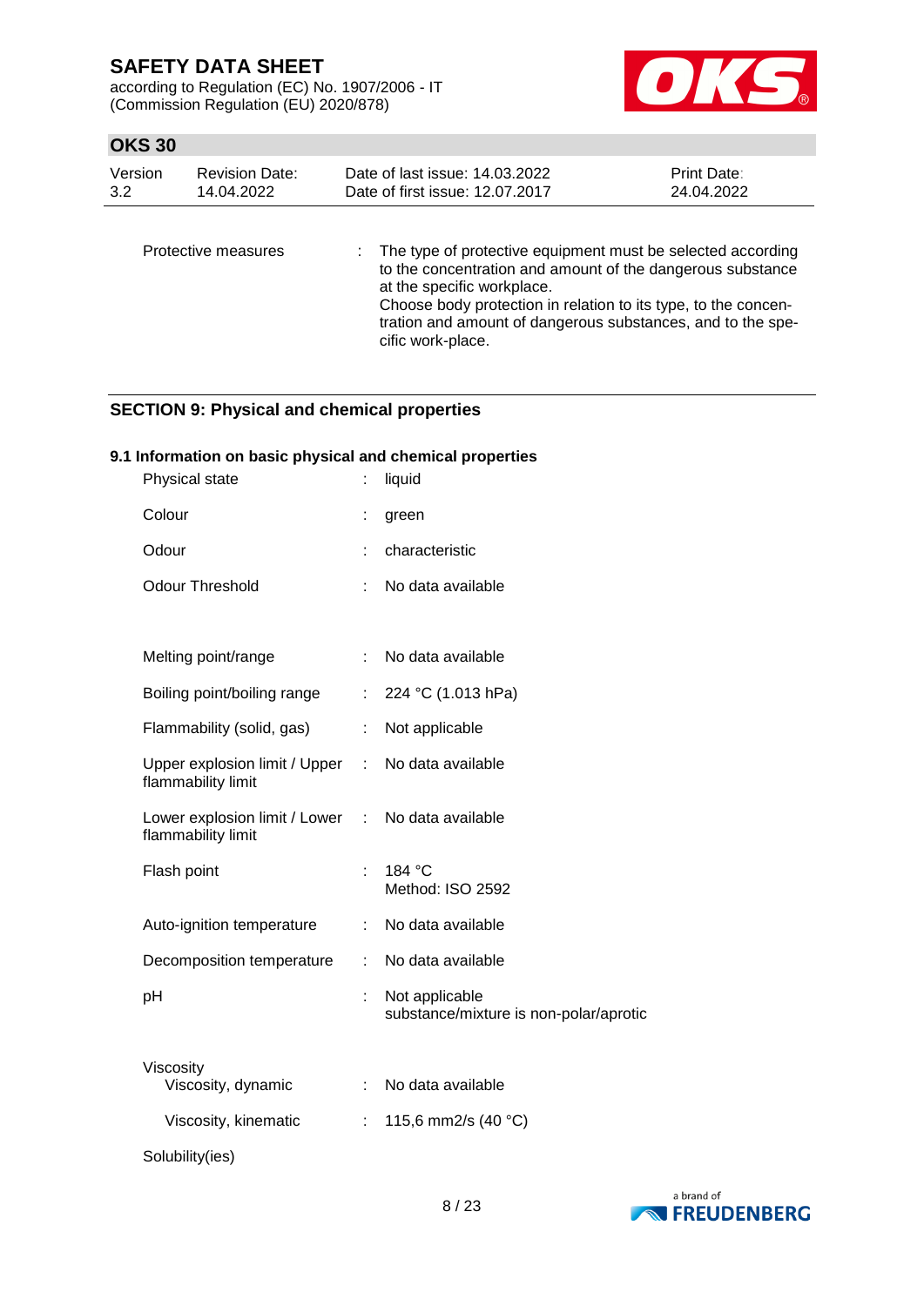| | | |
|---|---|---|
| Protective measures | : | The type of protective equipment must be selected according to the concentration and amount of the dangerous substance at the specific workplace.<br>Choose body protection in relation to its type, to the concentration and amount of dangerous substances, and to the specific work-place. |

## SECTION 9: Physical and chemical properties

### 9.1 Information on basic physical and chemical properties

| | | |
|---|---|---|
| Physical state | : | liquid |
| Colour | : | green |
| Odour | : | characteristic |
| Odour Threshold | : | No data available |
| Melting point/range | : | No data available |
| Boiling point/boiling range | : | 224 °C (1.013 hPa) |
| Flammability (solid, gas) | : | Not applicable |
| Upper explosion limit / Upper flammability limit | : | No data available |
| Lower explosion limit / Lower flammability limit | : | No data available |
| Flash point | : | 184 °C<br>Method: ISO 2592 |
| Auto-ignition temperature | : | No data available |
| Decomposition temperature | : | No data available |
| pH | : | Not applicable<br>substance/mixture is non-polar/aprotic |
| Viscosity | | |
| Viscosity, dynamic | : | No data available |
| Viscosity, kinematic | : | 115,6 mm2/s (40 °C) |
| Solubility(ies) | | |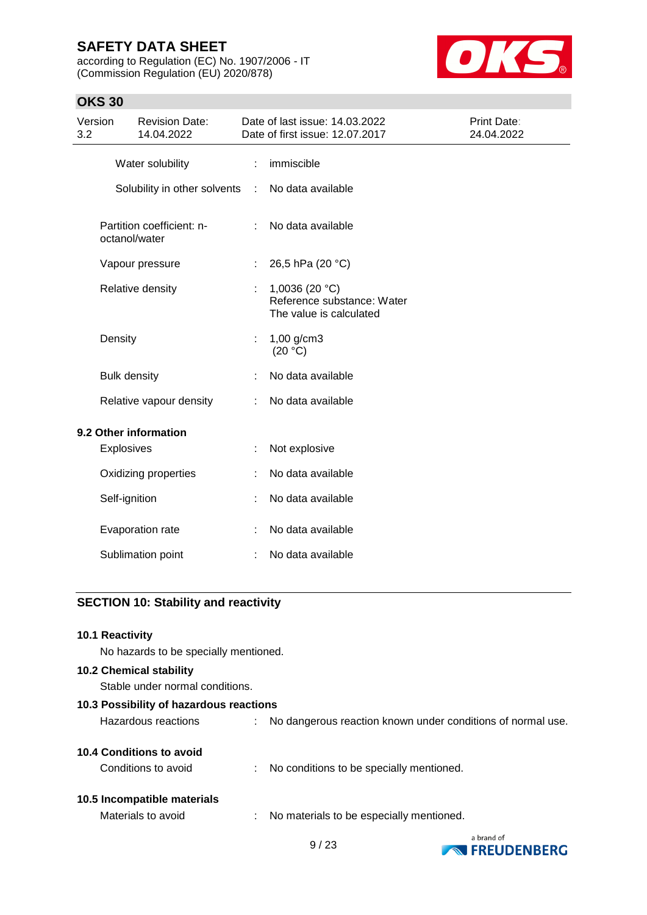| | | |
|---|---|---|
| Water solubility | : | immiscible |
| Solubility in other solvents | : | No data available |
| Partition coefficient: n-octanol/water | : | No data available |
| Vapour pressure | : | 26,5 hPa (20 °C) |
| Relative density | : | 1,0036 (20 °C)<br>Reference substance: Water<br>The value is calculated |
| Density | : | 1,00 g/cm3<br>(20 °C) |
| Bulk density | : | No data available |
| Relative vapour density | : | No data available |

**9.2 Other information**

| | | |
|---|---|---|
| Explosives | : | Not explosive |
| Oxidizing properties | : | No data available |
| Self-ignition | : | No data available |
| Evaporation rate | : | No data available |
| Sublimation point | : | No data available |

## SECTION 10: Stability and reactivity

**10.1 Reactivity**

No hazards to be specially mentioned.

**10.2 Chemical stability**

Stable under normal conditions.

**10.3 Possibility of hazardous reactions**

Hazardous reactions : No dangerous reaction known under conditions of normal use.

**10.4 Conditions to avoid**

Conditions to avoid : No conditions to be specially mentioned.

**10.5 Incompatible materials**

Materials to avoid : No materials to be especially mentioned.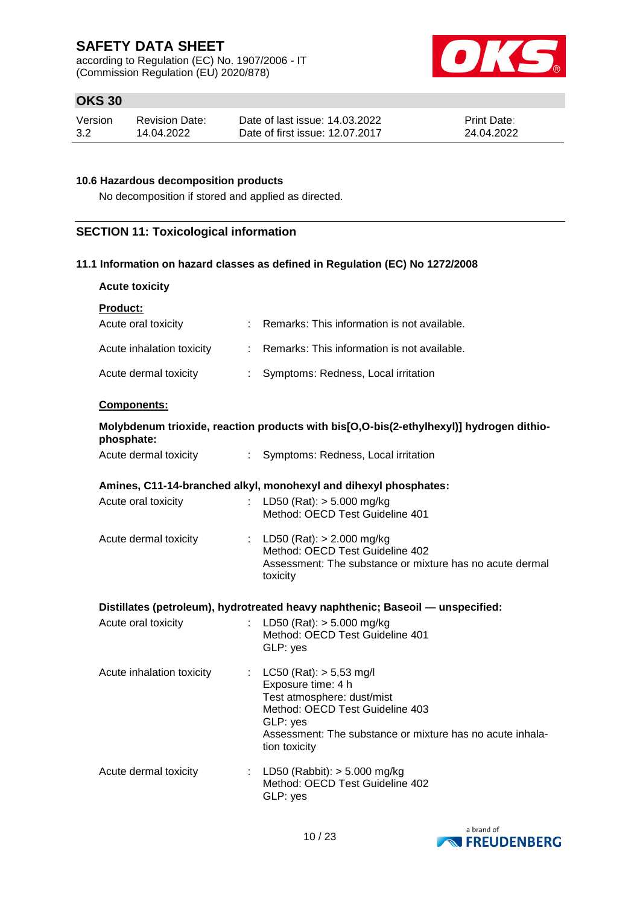### 10.6 Hazardous decomposition products

No decomposition if stored and applied as directed.

## SECTION 11: Toxicological information

### 11.1 Information on hazard classes as defined in Regulation (EC) No 1272/2008

**Acute toxicity**

**Product:**

| | |
|---|---|
| Acute oral toxicity | : Remarks: This information is not available. |
| Acute inhalation toxicity | : Remarks: This information is not available. |
| Acute dermal toxicity | : Symptoms: Redness, Local irritation |

**Components:**

**Molybdenum trioxide, reaction products with bis[O,O-bis(2-ethylhexyl)] hydrogen dithiophosphate:**

| | |
|---|---|
| Acute dermal toxicity | : Symptoms: Redness, Local irritation |

**Amines, C11-14-branched alkyl, monohexyl and dihexyl phosphates:**

| | |
|---|---|
| Acute oral toxicity | : LD50 (Rat): > 5.000 mg/kg<br>Method: OECD Test Guideline 401 |
| Acute dermal toxicity | : LD50 (Rat): > 2.000 mg/kg<br>Method: OECD Test Guideline 402<br>Assessment: The substance or mixture has no acute dermal toxicity |

**Distillates (petroleum), hydrotreated heavy naphthenic; Baseoil — unspecified:**

| | |
|---|---|
| Acute oral toxicity | : LD50 (Rat): > 5.000 mg/kg<br>Method: OECD Test Guideline 401<br>GLP: yes |
| Acute inhalation toxicity | : LC50 (Rat): > 5,53 mg/l<br>Exposure time: 4 h<br>Test atmosphere: dust/mist<br>Method: OECD Test Guideline 403<br>GLP: yes<br>Assessment: The substance or mixture has no acute inhalation toxicity |
| Acute dermal toxicity | : LD50 (Rabbit): > 5.000 mg/kg<br>Method: OECD Test Guideline 402<br>GLP: yes |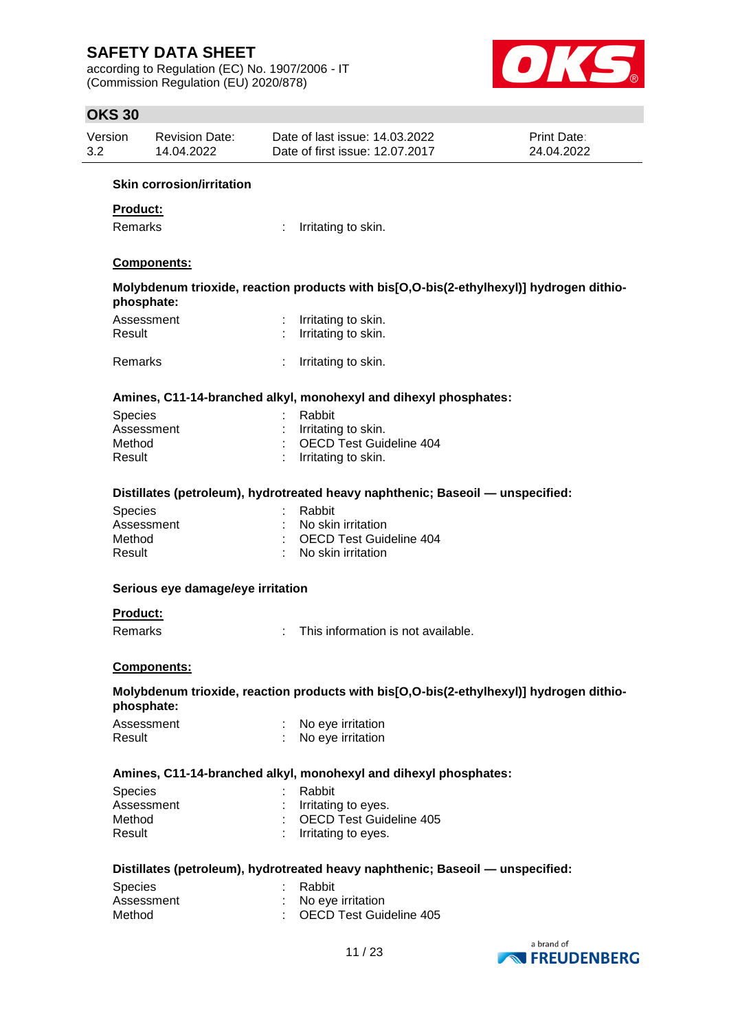### Skin corrosion/irritation

**Product:**

Remarks : Irritating to skin.

**Components:**

**Molybdenum trioxide, reaction products with bis[O,O-bis(2-ethylhexyl)] hydrogen dithiophosphate:**

Assessment : Irritating to skin.
Result : Irritating to skin.

Remarks : Irritating to skin.

**Amines, C11-14-branched alkyl, monohexyl and dihexyl phosphates:**

Species : Rabbit
Assessment : Irritating to skin.
Method : OECD Test Guideline 404
Result : Irritating to skin.

**Distillates (petroleum), hydrotreated heavy naphthenic; Baseoil — unspecified:**

Species : Rabbit
Assessment : No skin irritation
Method : OECD Test Guideline 404
Result : No skin irritation

### Serious eye damage/eye irritation

**Product:**

Remarks : This information is not available.

**Components:**

**Molybdenum trioxide, reaction products with bis[O,O-bis(2-ethylhexyl)] hydrogen dithiophosphate:**

Assessment : No eye irritation
Result : No eye irritation

**Amines, C11-14-branched alkyl, monohexyl and dihexyl phosphates:**

Species : Rabbit
Assessment : Irritating to eyes.
Method : OECD Test Guideline 405
Result : Irritating to eyes.

**Distillates (petroleum), hydrotreated heavy naphthenic; Baseoil — unspecified:**

Species : Rabbit
Assessment : No eye irritation
Method : OECD Test Guideline 405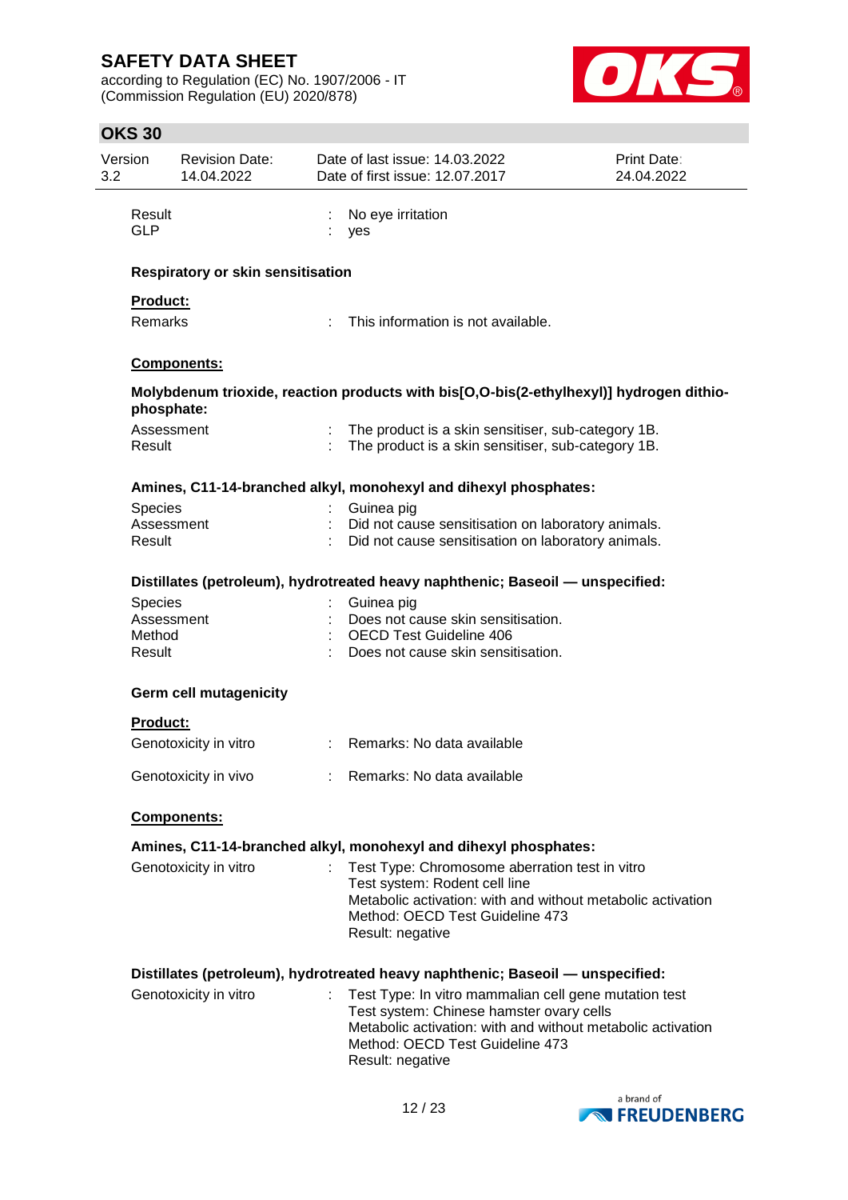| | | |
|---|---|---|
| Result | : | No eye irritation |
| GLP | : | yes |

**Respiratory or skin sensitisation**

**Product:**

| | | |
|---|---|---|
| Remarks | : | This information is not available. |

**Components:**

**Molybdenum trioxide, reaction products with bis[O,O-bis(2-ethylhexyl)] hydrogen dithiophosphate:**

| | | |
|---|---|---|
| Assessment | : | The product is a skin sensitiser, sub-category 1B. |
| Result | : | The product is a skin sensitiser, sub-category 1B. |

**Amines, C11-14-branched alkyl, monohexyl and dihexyl phosphates:**

| | | |
|---|---|---|
| Species | : | Guinea pig |
| Assessment | : | Did not cause sensitisation on laboratory animals. |
| Result | : | Did not cause sensitisation on laboratory animals. |

**Distillates (petroleum), hydrotreated heavy naphthenic; Baseoil — unspecified:**

| | | |
|---|---|---|
| Species | : | Guinea pig |
| Assessment | : | Does not cause skin sensitisation. |
| Method | : | OECD Test Guideline 406 |
| Result | : | Does not cause skin sensitisation. |

**Germ cell mutagenicity**

**Product:**

| | | |
|---|---|---|
| Genotoxicity in vitro | : | Remarks: No data available |
| Genotoxicity in vivo | : | Remarks: No data available |

**Components:**

**Amines, C11-14-branched alkyl, monohexyl and dihexyl phosphates:**

| | | |
|---|---|---|
| Genotoxicity in vitro | : | Test Type: Chromosome aberration test in vitro<br>Test system: Rodent cell line<br>Metabolic activation: with and without metabolic activation<br>Method: OECD Test Guideline 473<br>Result: negative |

**Distillates (petroleum), hydrotreated heavy naphthenic; Baseoil — unspecified:**

| | | |
|---|---|---|
| Genotoxicity in vitro | : | Test Type: In vitro mammalian cell gene mutation test<br>Test system: Chinese hamster ovary cells<br>Metabolic activation: with and without metabolic activation<br>Method: OECD Test Guideline 473<br>Result: negative |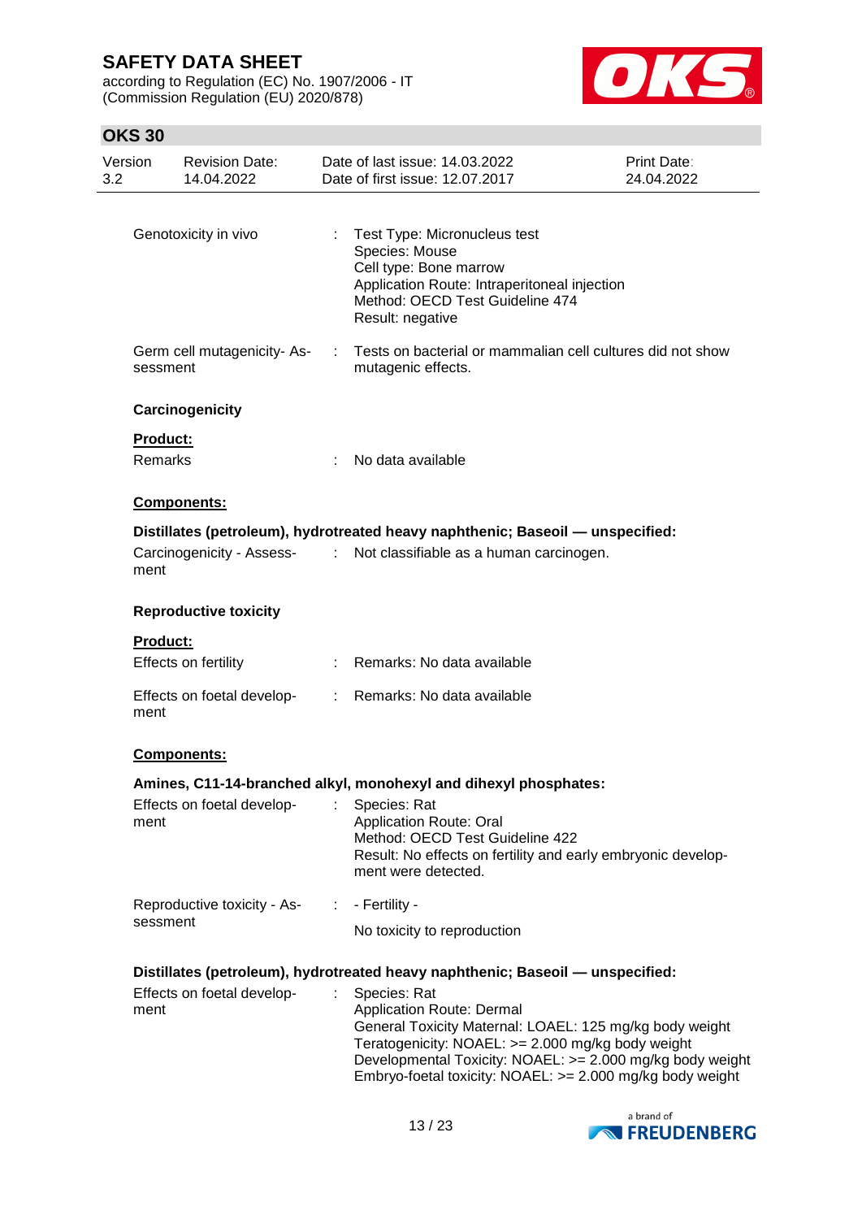Genotoxicity in vivo : Test Type: Micronucleus test
Species: Mouse
Cell type: Bone marrow
Application Route: Intraperitoneal injection
Method: OECD Test Guideline 474
Result: negative

Germ cell mutagenicity- Assessment : Tests on bacterial or mammalian cell cultures did not show mutagenic effects.

**Carcinogenicity**

**Product:**

Remarks : No data available

**Components:**

**Distillates (petroleum), hydrotreated heavy naphthenic; Baseoil — unspecified:**

Carcinogenicity - Assessment : Not classifiable as a human carcinogen.

**Reproductive toxicity**

**Product:**

Effects on fertility : Remarks: No data available

Effects on foetal development : Remarks: No data available

**Components:**

**Amines, C11-14-branched alkyl, monohexyl and dihexyl phosphates:**

Effects on foetal development : Species: Rat
Application Route: Oral
Method: OECD Test Guideline 422
Result: No effects on fertility and early embryonic development were detected.

Reproductive toxicity - Assessment : - Fertility -
No toxicity to reproduction

**Distillates (petroleum), hydrotreated heavy naphthenic; Baseoil — unspecified:**

Effects on foetal development : Species: Rat
Application Route: Dermal
General Toxicity Maternal: LOAEL: 125 mg/kg body weight
Teratogenicity: NOAEL: >= 2.000 mg/kg body weight
Developmental Toxicity: NOAEL: >= 2.000 mg/kg body weight
Embryo-foetal toxicity: NOAEL: >= 2.000 mg/kg body weight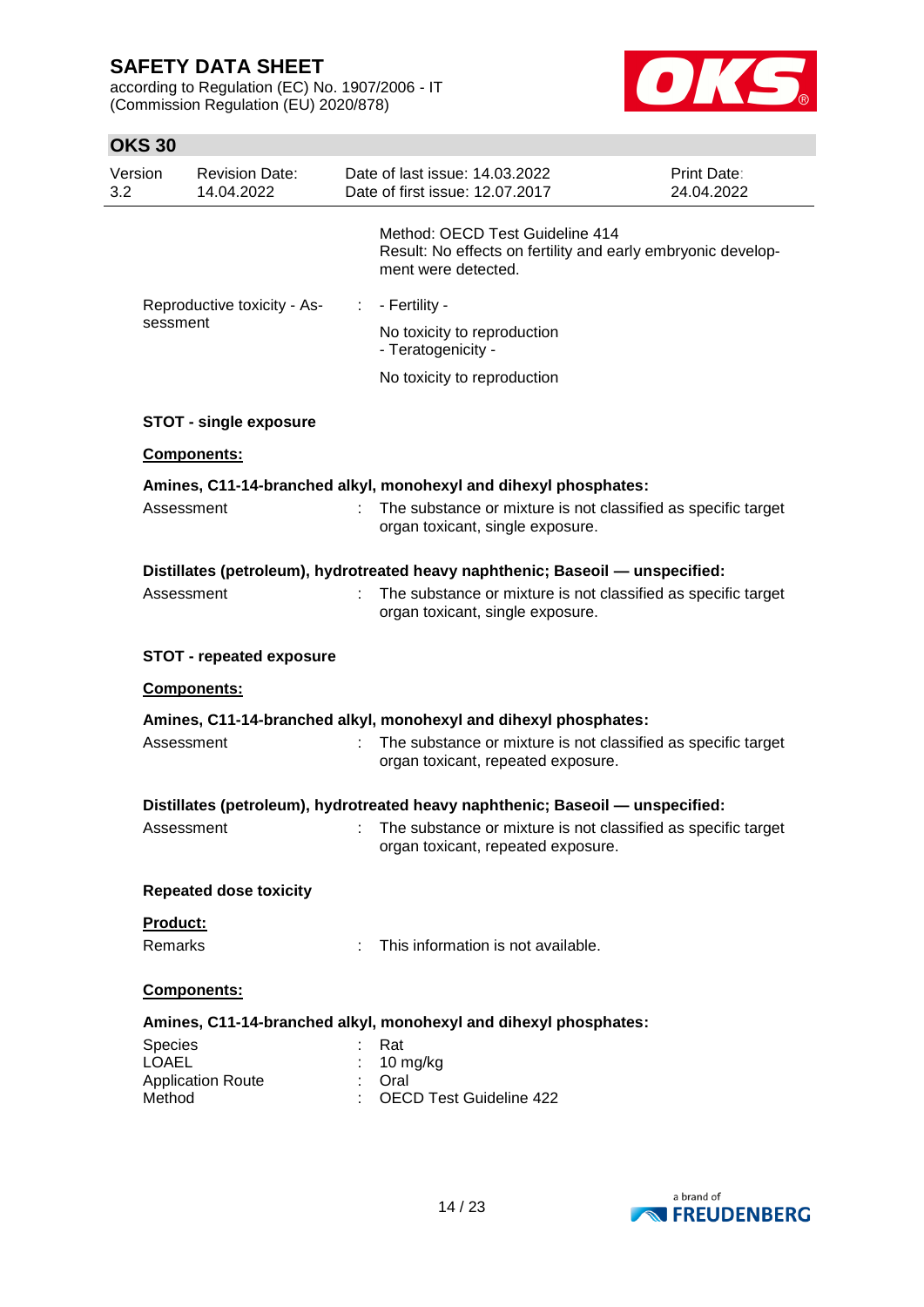Method: OECD Test Guideline 414
Result: No effects on fertility and early embryonic development were detected.

Reproductive toxicity - Assessment : - Fertility -

No toxicity to reproduction
- Teratogenicity -

No toxicity to reproduction

**STOT - single exposure**

**Components:**

**Amines, C11-14-branched alkyl, monohexyl and dihexyl phosphates:**

Assessment : The substance or mixture is not classified as specific target organ toxicant, single exposure.

**Distillates (petroleum), hydrotreated heavy naphthenic; Baseoil — unspecified:**

Assessment : The substance or mixture is not classified as specific target organ toxicant, single exposure.

**STOT - repeated exposure**

**Components:**

**Amines, C11-14-branched alkyl, monohexyl and dihexyl phosphates:**

Assessment : The substance or mixture is not classified as specific target organ toxicant, repeated exposure.

**Distillates (petroleum), hydrotreated heavy naphthenic; Baseoil — unspecified:**

Assessment : The substance or mixture is not classified as specific target organ toxicant, repeated exposure.

**Repeated dose toxicity**

**Product:**

Remarks : This information is not available.

**Components:**

**Amines, C11-14-branched alkyl, monohexyl and dihexyl phosphates:**

Species : Rat
LOAEL : 10 mg/kg
Application Route : Oral
Method : OECD Test Guideline 422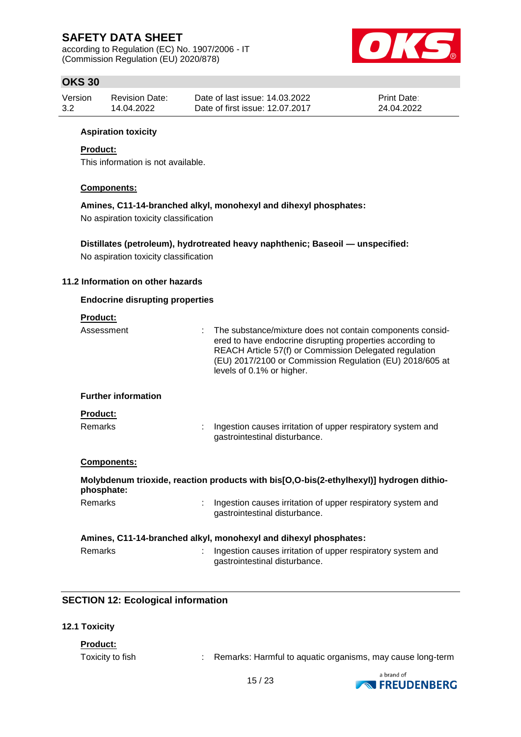**Aspiration toxicity**

**Product:**

This information is not available.

**Components:**

**Amines, C11-14-branched alkyl, monohexyl and dihexyl phosphates:**

No aspiration toxicity classification

**Distillates (petroleum), hydrotreated heavy naphthenic; Baseoil — unspecified:**

No aspiration toxicity classification

### 11.2 Information on other hazards

**Endocrine disrupting properties**

**Product:**

Assessment : The substance/mixture does not contain components considered to have endocrine disrupting properties according to REACH Article 57(f) or Commission Delegated regulation (EU) 2017/2100 or Commission Regulation (EU) 2018/605 at levels of 0.1% or higher.

**Further information**

**Product:**

Remarks : Ingestion causes irritation of upper respiratory system and gastrointestinal disturbance.

**Components:**

**Molybdenum trioxide, reaction products with bis[O,O-bis(2-ethylhexyl)] hydrogen dithiophosphate:**

Remarks : Ingestion causes irritation of upper respiratory system and gastrointestinal disturbance.

**Amines, C11-14-branched alkyl, monohexyl and dihexyl phosphates:**

Remarks : Ingestion causes irritation of upper respiratory system and gastrointestinal disturbance.

## SECTION 12: Ecological information

### 12.1 Toxicity

**Product:**

Toxicity to fish : Remarks: Harmful to aquatic organisms, may cause long-term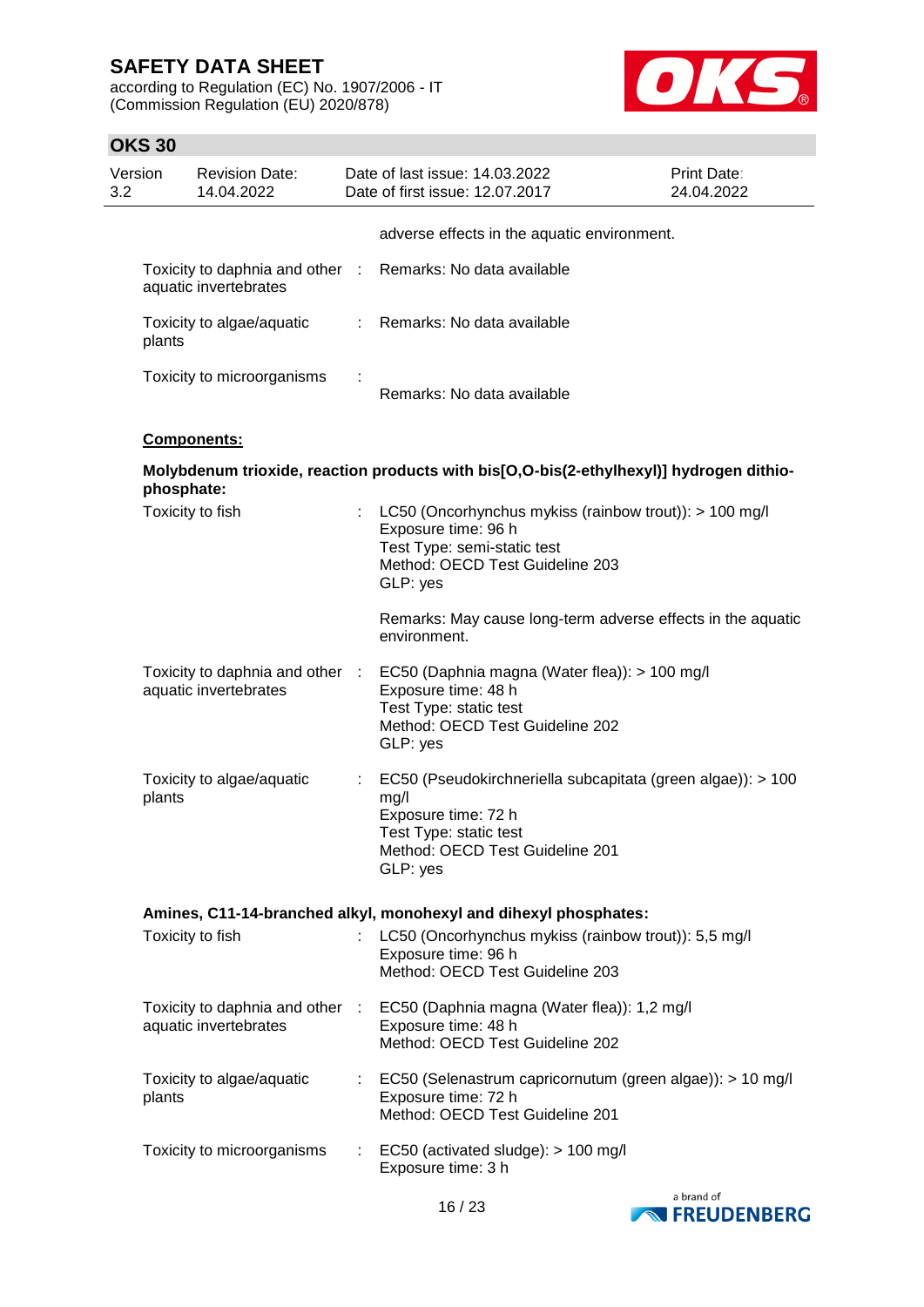adverse effects in the aquatic environment.

Toxicity to daphnia and other aquatic invertebrates : Remarks: No data available

Toxicity to algae/aquatic plants : Remarks: No data available

Toxicity to microorganisms : Remarks: No data available

**Components:**

**Molybdenum trioxide, reaction products with bis[O,O-bis(2-ethylhexyl)] hydrogen dithiophosphate:**

Toxicity to fish : LC50 (Oncorhynchus mykiss (rainbow trout)): > 100 mg/l
Exposure time: 96 h
Test Type: semi-static test
Method: OECD Test Guideline 203
GLP: yes

Remarks: May cause long-term adverse effects in the aquatic environment.

Toxicity to daphnia and other aquatic invertebrates : EC50 (Daphnia magna (Water flea)): > 100 mg/l
Exposure time: 48 h
Test Type: static test
Method: OECD Test Guideline 202
GLP: yes

Toxicity to algae/aquatic plants : EC50 (Pseudokirchneriella subcapitata (green algae)): > 100 mg/l
Exposure time: 72 h
Test Type: static test
Method: OECD Test Guideline 201
GLP: yes

**Amines, C11-14-branched alkyl, monohexyl and dihexyl phosphates:**

Toxicity to fish : LC50 (Oncorhynchus mykiss (rainbow trout)): 5,5 mg/l
Exposure time: 96 h
Method: OECD Test Guideline 203

Toxicity to daphnia and other aquatic invertebrates : EC50 (Daphnia magna (Water flea)): 1,2 mg/l
Exposure time: 48 h
Method: OECD Test Guideline 202

Toxicity to algae/aquatic plants : EC50 (Selenastrum capricornutum (green algae)): > 10 mg/l
Exposure time: 72 h
Method: OECD Test Guideline 201

Toxicity to microorganisms : EC50 (activated sludge): > 100 mg/l
Exposure time: 3 h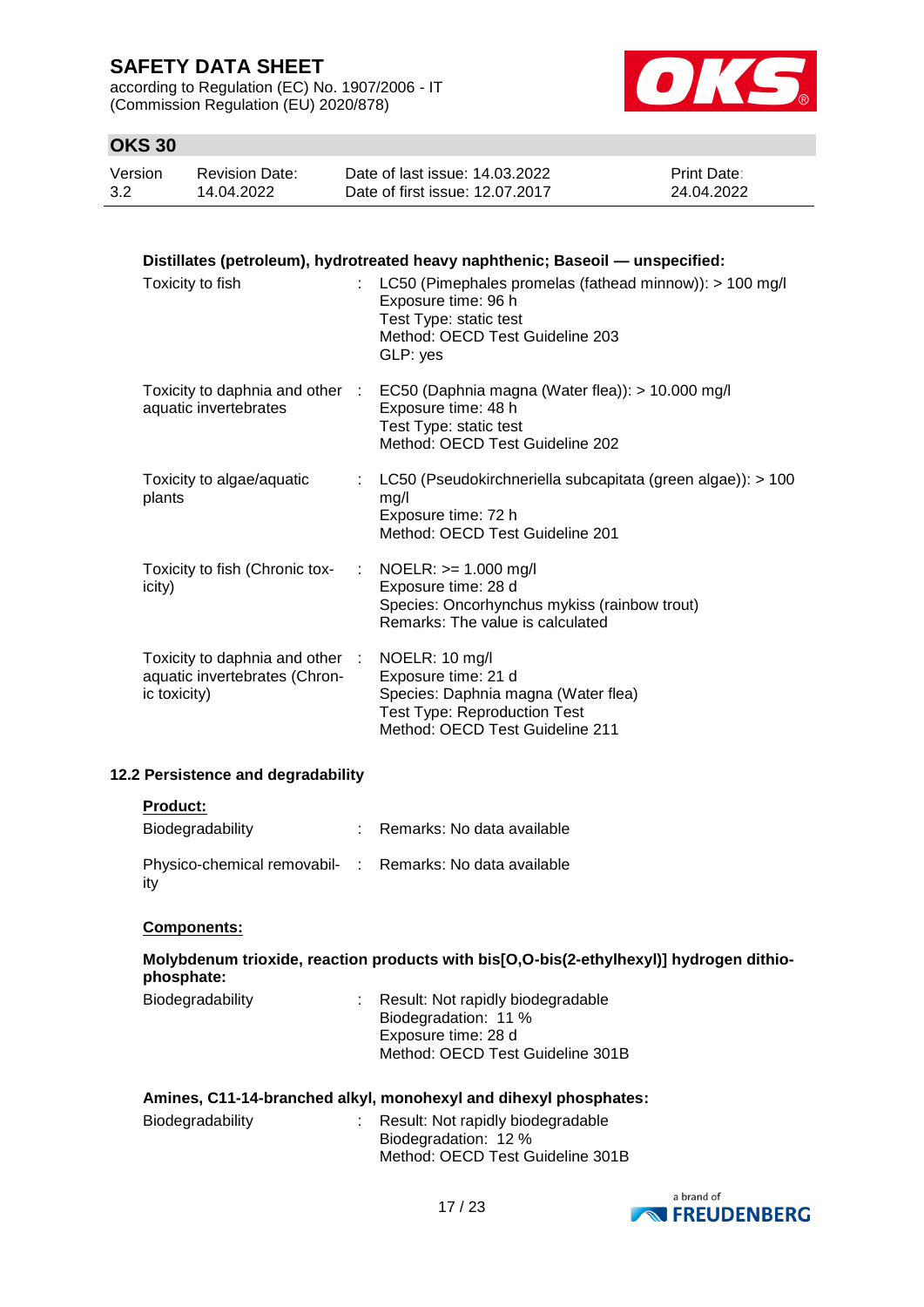**Distillates (petroleum), hydrotreated heavy naphthenic; Baseoil — unspecified:**

| | | |
|---|---|---|
| Toxicity to fish | : | LC50 (Pimephales promelas (fathead minnow)): > 100 mg/l<br>Exposure time: 96 h<br>Test Type: static test<br>Method: OECD Test Guideline 203<br>GLP: yes |
| Toxicity to daphnia and other aquatic invertebrates | : | EC50 (Daphnia magna (Water flea)): > 10.000 mg/l<br>Exposure time: 48 h<br>Test Type: static test<br>Method: OECD Test Guideline 202 |
| Toxicity to algae/aquatic plants | : | LC50 (Pseudokirchneriella subcapitata (green algae)): > 100 mg/l<br>Exposure time: 72 h<br>Method: OECD Test Guideline 201 |
| Toxicity to fish (Chronic toxicity) | : | NOELR: >= 1.000 mg/l<br>Exposure time: 28 d<br>Species: Oncorhynchus mykiss (rainbow trout)<br>Remarks: The value is calculated |
| Toxicity to daphnia and other aquatic invertebrates (Chronic toxicity) | : | NOELR: 10 mg/l<br>Exposure time: 21 d<br>Species: Daphnia magna (Water flea)<br>Test Type: Reproduction Test<br>Method: OECD Test Guideline 211 |

### 12.2 Persistence and degradability

**Product:**

| | | |
|---|---|---|
| Biodegradability | : | Remarks: No data available |
| Physico-chemical removability | : | Remarks: No data available |

**Components:**

**Molybdenum trioxide, reaction products with bis[O,O-bis(2-ethylhexyl)] hydrogen dithiophosphate:**

| | | |
|---|---|---|
| Biodegradability | : | Result: Not rapidly biodegradable<br>Biodegradation: 11 %<br>Exposure time: 28 d<br>Method: OECD Test Guideline 301B |

**Amines, C11-14-branched alkyl, monohexyl and dihexyl phosphates:**

| | | |
|---|---|---|
| Biodegradability | : | Result: Not rapidly biodegradable<br>Biodegradation: 12 %<br>Method: OECD Test Guideline 301B |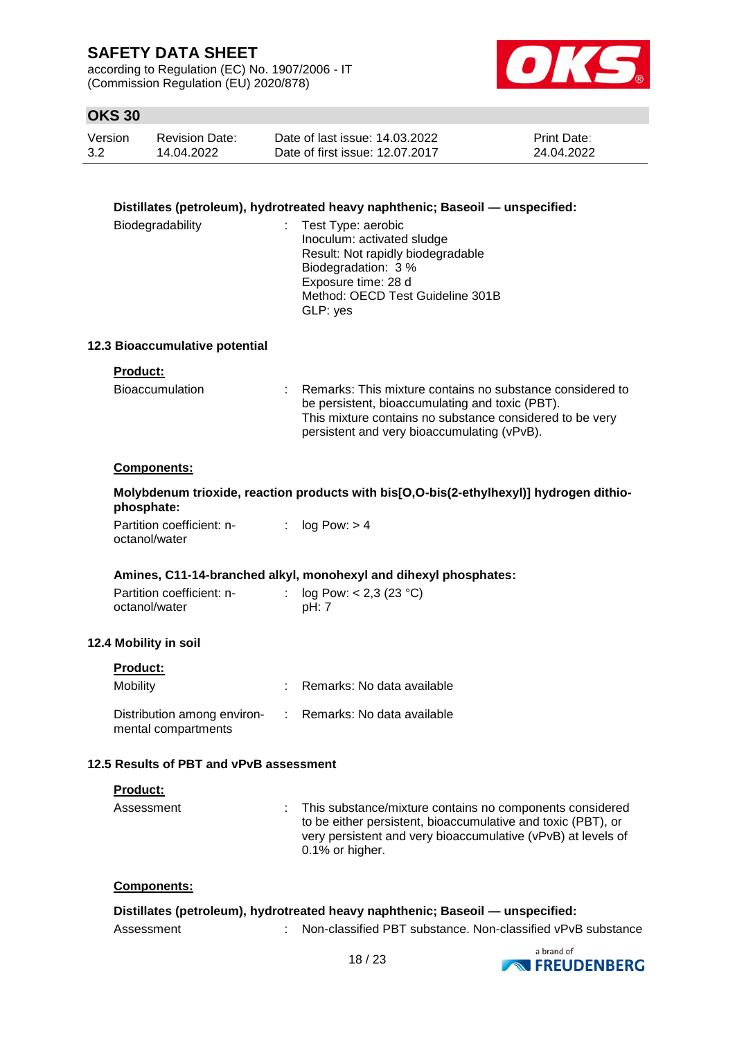**Distillates (petroleum), hydrotreated heavy naphthenic; Baseoil — unspecified:**

| | | |
|---|---|---|
| Biodegradability | : | Test Type: aerobic<br>Inoculum: activated sludge<br>Result: Not rapidly biodegradable<br>Biodegradation: 3 %<br>Exposure time: 28 d<br>Method: OECD Test Guideline 301B<br>GLP: yes |

### 12.3 Bioaccumulative potential

**Product:**

| | | |
|---|---|---|
| Bioaccumulation | : | Remarks: This mixture contains no substance considered to be persistent, bioaccumulating and toxic (PBT).<br>This mixture contains no substance considered to be very persistent and very bioaccumulating (vPvB). |

**Components:**

**Molybdenum trioxide, reaction products with bis[O,O-bis(2-ethylhexyl)] hydrogen dithiophosphate:**

| | | |
|---|---|---|
| Partition coefficient: n-octanol/water | : | log Pow: > 4 |

**Amines, C11-14-branched alkyl, monohexyl and dihexyl phosphates:**

| | | |
|---|---|---|
| Partition coefficient: n-octanol/water | : | log Pow: < 2,3 (23 °C)<br>pH: 7 |

### 12.4 Mobility in soil

**Product:**

| | | |
|---|---|---|
| Mobility | : | Remarks: No data available |
| Distribution among environmental compartments | : | Remarks: No data available |

### 12.5 Results of PBT and vPvB assessment

**Product:**

| | | |
|---|---|---|
| Assessment | : | This substance/mixture contains no components considered to be either persistent, bioaccumulative and toxic (PBT), or very persistent and very bioaccumulative (vPvB) at levels of 0.1% or higher. |

**Components:**

**Distillates (petroleum), hydrotreated heavy naphthenic; Baseoil — unspecified:**

| | | |
|---|---|---|
| Assessment | : | Non-classified PBT substance. Non-classified vPvB substance |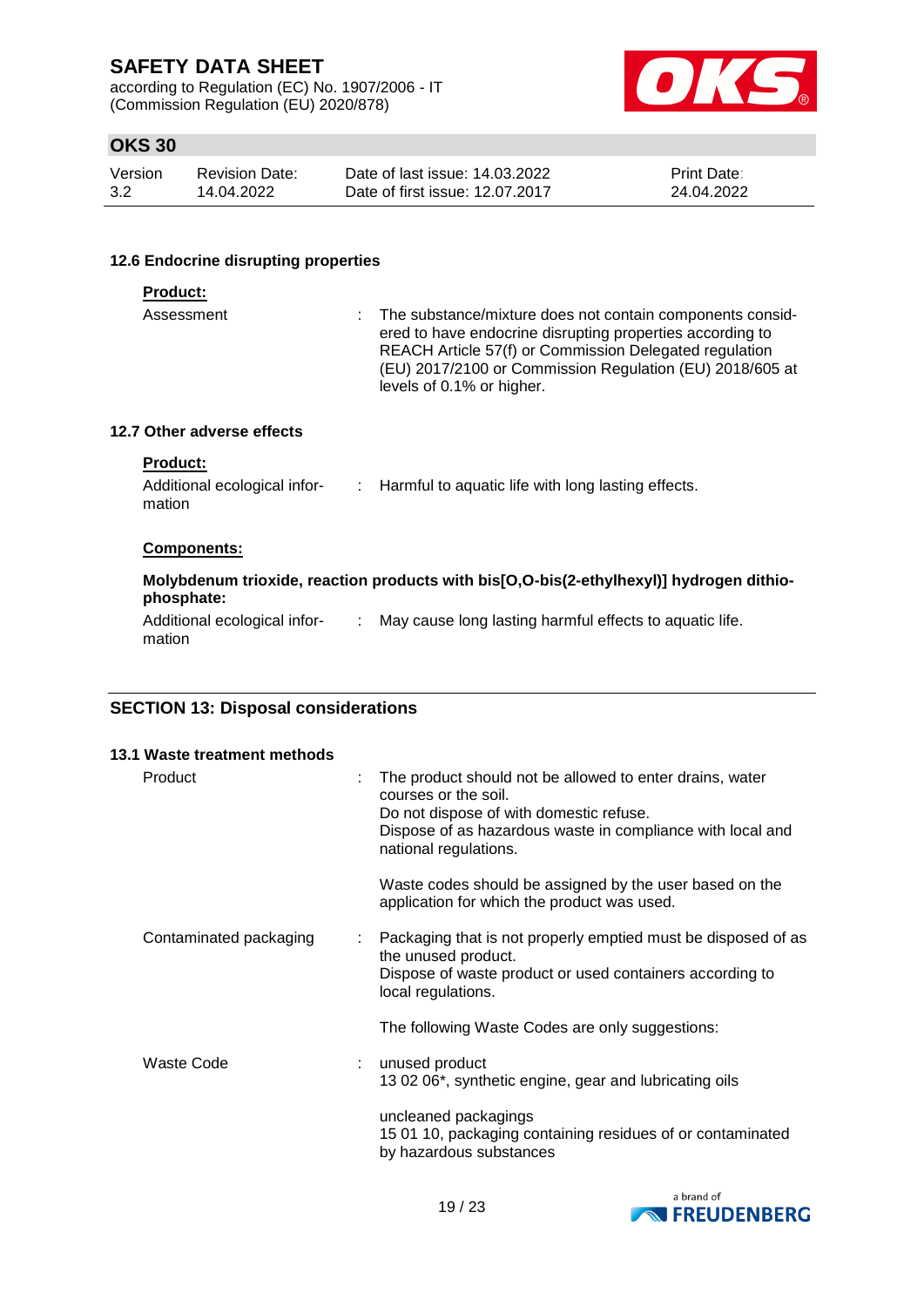### 12.6 Endocrine disrupting properties

**Product:**

Assessment : The substance/mixture does not contain components considered to have endocrine disrupting properties according to REACH Article 57(f) or Commission Delegated regulation (EU) 2017/2100 or Commission Regulation (EU) 2018/605 at levels of 0.1% or higher.

### 12.7 Other adverse effects

**Product:**

Additional ecological information : Harmful to aquatic life with long lasting effects.

**Components:**

**Molybdenum trioxide, reaction products with bis[O,O-bis(2-ethylhexyl)] hydrogen dithiophosphate:**

Additional ecological information : May cause long lasting harmful effects to aquatic life.

## SECTION 13: Disposal considerations

### 13.1 Waste treatment methods

Product : The product should not be allowed to enter drains, water courses or the soil.
Do not dispose of with domestic refuse.
Dispose of as hazardous waste in compliance with local and national regulations.

Waste codes should be assigned by the user based on the application for which the product was used.

Contaminated packaging : Packaging that is not properly emptied must be disposed of as the unused product.
Dispose of waste product or used containers according to local regulations.

The following Waste Codes are only suggestions:

Waste Code : unused product
13 02 06*, synthetic engine, gear and lubricating oils

uncleaned packagings
15 01 10, packaging containing residues of or contaminated by hazardous substances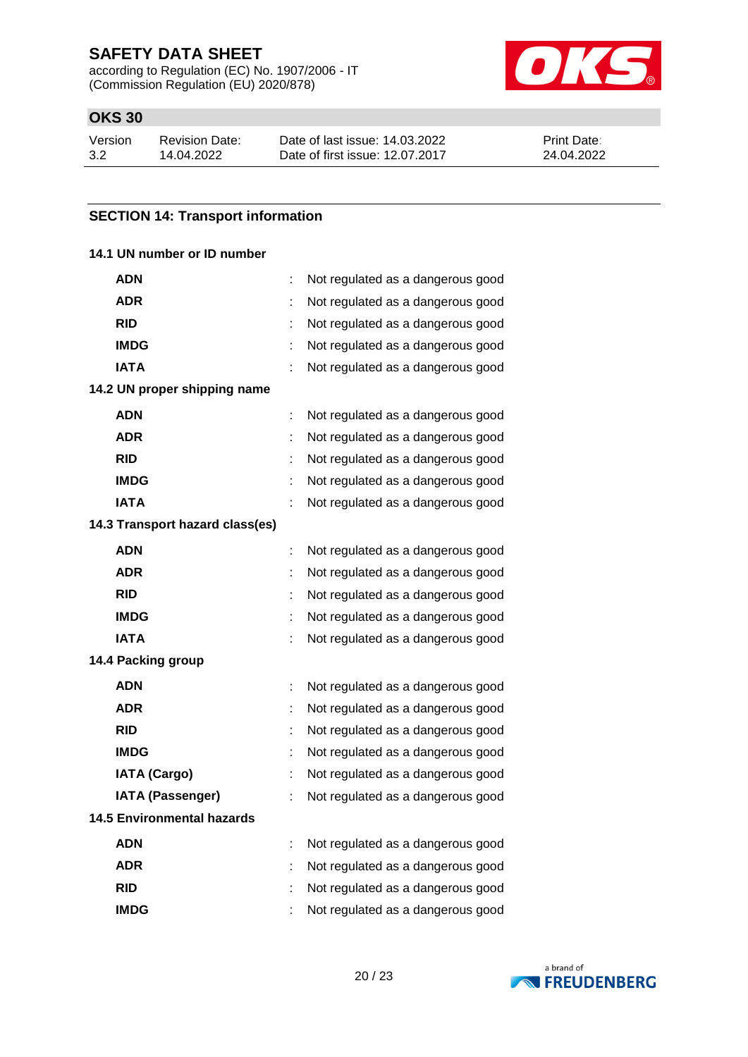## SECTION 14: Transport information

### 14.1 UN number or ID number

| | | |
|---|---|---|
| **ADN** | : | Not regulated as a dangerous good |
| **ADR** | : | Not regulated as a dangerous good |
| **RID** | : | Not regulated as a dangerous good |
| **IMDG** | : | Not regulated as a dangerous good |
| **IATA** | : | Not regulated as a dangerous good |

### 14.2 UN proper shipping name

| | | |
|---|---|---|
| **ADN** | : | Not regulated as a dangerous good |
| **ADR** | : | Not regulated as a dangerous good |
| **RID** | : | Not regulated as a dangerous good |
| **IMDG** | : | Not regulated as a dangerous good |
| **IATA** | : | Not regulated as a dangerous good |

### 14.3 Transport hazard class(es)

| | | |
|---|---|---|
| **ADN** | : | Not regulated as a dangerous good |
| **ADR** | : | Not regulated as a dangerous good |
| **RID** | : | Not regulated as a dangerous good |
| **IMDG** | : | Not regulated as a dangerous good |
| **IATA** | : | Not regulated as a dangerous good |

### 14.4 Packing group

| | | |
|---|---|---|
| **ADN** | : | Not regulated as a dangerous good |
| **ADR** | : | Not regulated as a dangerous good |
| **RID** | : | Not regulated as a dangerous good |
| **IMDG** | : | Not regulated as a dangerous good |
| **IATA (Cargo)** | : | Not regulated as a dangerous good |
| **IATA (Passenger)** | : | Not regulated as a dangerous good |

### 14.5 Environmental hazards

| | | |
|---|---|---|
| **ADN** | : | Not regulated as a dangerous good |
| **ADR** | : | Not regulated as a dangerous good |
| **RID** | : | Not regulated as a dangerous good |
| **IMDG** | : | Not regulated as a dangerous good |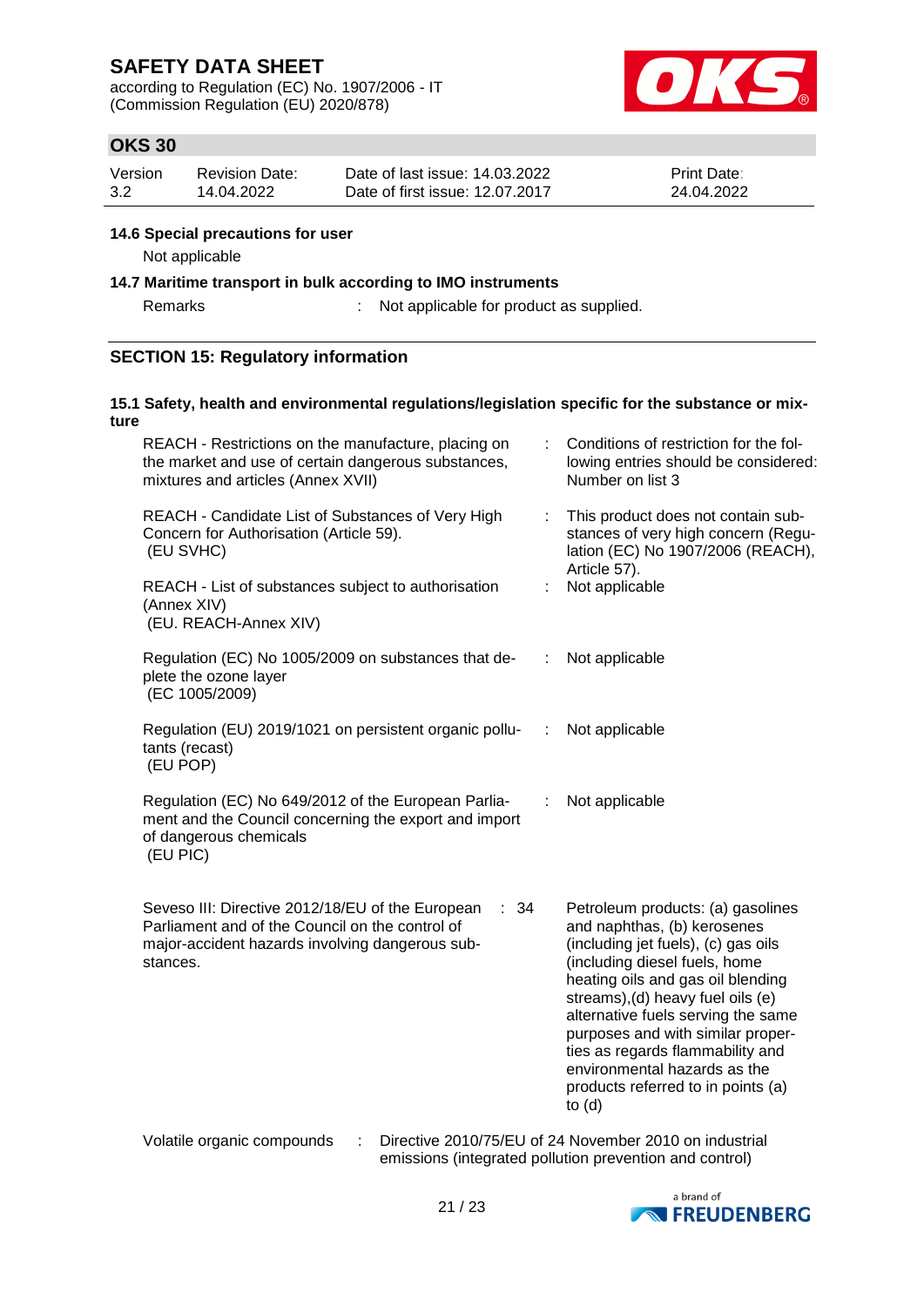### 14.6 Special precautions for user

Not applicable

### 14.7 Maritime transport in bulk according to IMO instruments

Remarks : Not applicable for product as supplied.

## SECTION 15: Regulatory information

### 15.1 Safety, health and environmental regulations/legislation specific for the substance or mixture

| | | |
|---|---|---|
| REACH - Restrictions on the manufacture, placing on the market and use of certain dangerous substances, mixtures and articles (Annex XVII) | : | Conditions of restriction for the following entries should be considered: Number on list 3 |
| REACH - Candidate List of Substances of Very High Concern for Authorisation (Article 59). (EU SVHC) | : | This product does not contain substances of very high concern (Regulation (EC) No 1907/2006 (REACH), Article 57). |
| REACH - List of substances subject to authorisation (Annex XIV) (EU. REACH-Annex XIV) | : | Not applicable |
| Regulation (EC) No 1005/2009 on substances that deplete the ozone layer (EC 1005/2009) | : | Not applicable |
| Regulation (EU) 2019/1021 on persistent organic pollutants (recast) (EU POP) | : | Not applicable |
| Regulation (EC) No 649/2012 of the European Parliament and the Council concerning the export and import of dangerous chemicals (EU PIC) | : | Not applicable |
| Seveso III: Directive 2012/18/EU of the European Parliament and of the Council on the control of major-accident hazards involving dangerous substances. | : 34 | Petroleum products: (a) gasolines and naphthas, (b) kerosenes (including jet fuels), (c) gas oils (including diesel fuels, home heating oils and gas oil blending streams),(d) heavy fuel oils (e) alternative fuels serving the same purposes and with similar properties as regards flammability and environmental hazards as the products referred to in points (a) to (d) |

Volatile organic compounds : Directive 2010/75/EU of 24 November 2010 on industrial emissions (integrated pollution prevention and control)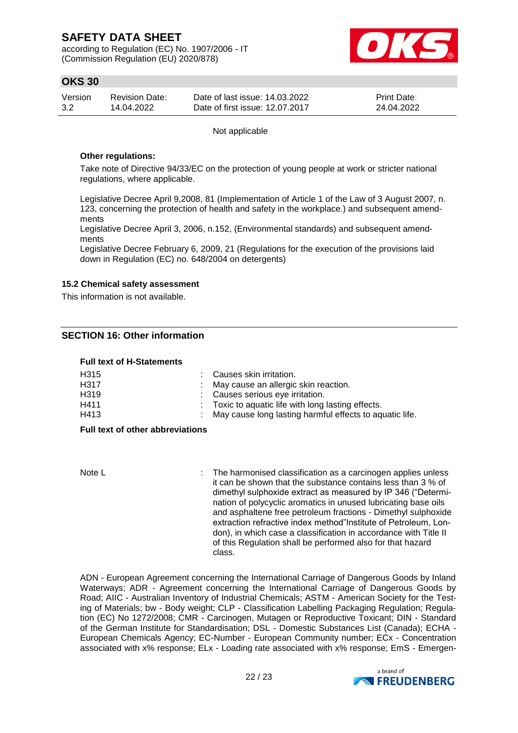Not applicable

**Other regulations:**

Take note of Directive 94/33/EC on the protection of young people at work or stricter national regulations, where applicable.

Legislative Decree April 9,2008, 81 (Implementation of Article 1 of the Law of 3 August 2007, n. 123, concerning the protection of health and safety in the workplace.) and subsequent amendments

Legislative Decree April 3, 2006, n.152, (Environmental standards) and subsequent amendments

Legislative Decree February 6, 2009, 21 (Regulations for the execution of the provisions laid down in Regulation (EC) no. 648/2004 on detergents)

### 15.2 Chemical safety assessment

This information is not available.

## SECTION 16: Other information

**Full text of H-Statements**

| | |
|---|---|
| H315 | : Causes skin irritation. |
| H317 | : May cause an allergic skin reaction. |
| H319 | : Causes serious eye irritation. |
| H411 | : Toxic to aquatic life with long lasting effects. |
| H413 | : May cause long lasting harmful effects to aquatic life. |

**Full text of other abbreviations**

| | |
|---|---|
| Note L | : The harmonised classification as a carcinogen applies unless it can be shown that the substance contains less than 3 % of dimethyl sulphoxide extract as measured by IP 346 ("Determination of polycyclic aromatics in unused lubricating base oils and asphaltene free petroleum fractions - Dimethyl sulphoxide extraction refractive index method"Institute of Petroleum, London), in which case a classification in accordance with Title II of this Regulation shall be performed also for that hazard class. |

ADN - European Agreement concerning the International Carriage of Dangerous Goods by Inland Waterways; ADR - Agreement concerning the International Carriage of Dangerous Goods by Road; AIIC - Australian Inventory of Industrial Chemicals; ASTM - American Society for the Testing of Materials; bw - Body weight; CLP - Classification Labelling Packaging Regulation; Regulation (EC) No 1272/2008; CMR - Carcinogen, Mutagen or Reproductive Toxicant; DIN - Standard of the German Institute for Standardisation; DSL - Domestic Substances List (Canada); ECHA - European Chemicals Agency; EC-Number - European Community number; ECx - Concentration associated with x% response; ELx - Loading rate associated with x% response; EmS - Emergen-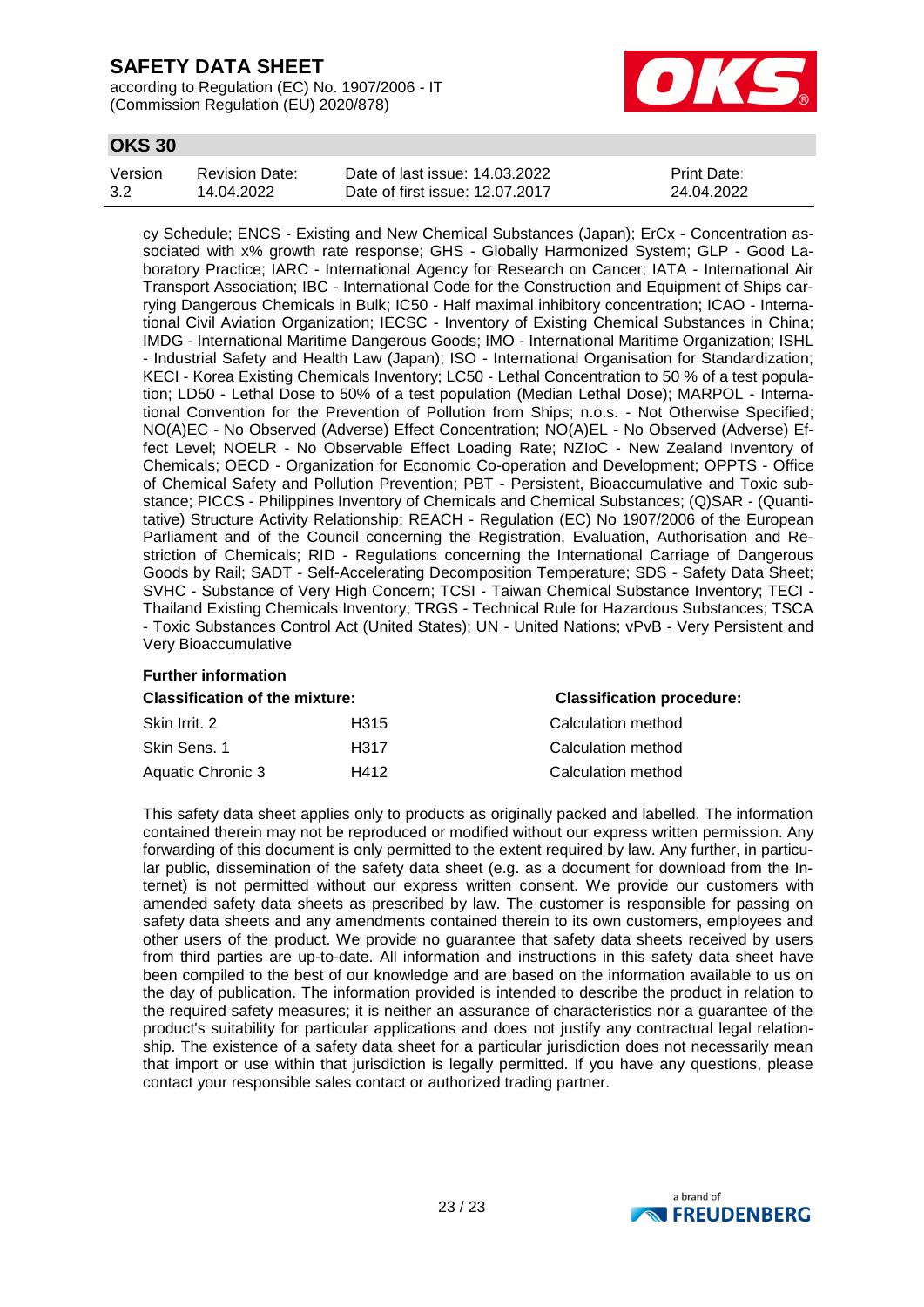cy Schedule; ENCS - Existing and New Chemical Substances (Japan); ErCx - Concentration associated with x% growth rate response; GHS - Globally Harmonized System; GLP - Good Laboratory Practice; IARC - International Agency for Research on Cancer; IATA - International Air Transport Association; IBC - International Code for the Construction and Equipment of Ships carrying Dangerous Chemicals in Bulk; IC50 - Half maximal inhibitory concentration; ICAO - International Civil Aviation Organization; IECSC - Inventory of Existing Chemical Substances in China; IMDG - International Maritime Dangerous Goods; IMO - International Maritime Organization; ISHL - Industrial Safety and Health Law (Japan); ISO - International Organisation for Standardization; KECI - Korea Existing Chemicals Inventory; LC50 - Lethal Concentration to 50 % of a test population; LD50 - Lethal Dose to 50% of a test population (Median Lethal Dose); MARPOL - International Convention for the Prevention of Pollution from Ships; n.o.s. - Not Otherwise Specified; NO(A)EC - No Observed (Adverse) Effect Concentration; NO(A)EL - No Observed (Adverse) Effect Level; NOELR - No Observable Effect Loading Rate; NZIoC - New Zealand Inventory of Chemicals; OECD - Organization for Economic Co-operation and Development; OPPTS - Office of Chemical Safety and Pollution Prevention; PBT - Persistent, Bioaccumulative and Toxic substance; PICCS - Philippines Inventory of Chemicals and Chemical Substances; (Q)SAR - (Quantitative) Structure Activity Relationship; REACH - Regulation (EC) No 1907/2006 of the European Parliament and of the Council concerning the Registration, Evaluation, Authorisation and Restriction of Chemicals; RID - Regulations concerning the International Carriage of Dangerous Goods by Rail; SADT - Self-Accelerating Decomposition Temperature; SDS - Safety Data Sheet; SVHC - Substance of Very High Concern; TCSI - Taiwan Chemical Substance Inventory; TECI - Thailand Existing Chemicals Inventory; TRGS - Technical Rule for Hazardous Substances; TSCA - Toxic Substances Control Act (United States); UN - United Nations; vPvB - Very Persistent and Very Bioaccumulative

**Further information**

| Classification of the mixture: | | Classification procedure: |
|---|---|---|
| Skin Irrit. 2 | H315 | Calculation method |
| Skin Sens. 1 | H317 | Calculation method |
| Aquatic Chronic 3 | H412 | Calculation method |

This safety data sheet applies only to products as originally packed and labelled. The information contained therein may not be reproduced or modified without our express written permission. Any forwarding of this document is only permitted to the extent required by law. Any further, in particular public, dissemination of the safety data sheet (e.g. as a document for download from the Internet) is not permitted without our express written consent. We provide our customers with amended safety data sheets as prescribed by law. The customer is responsible for passing on safety data sheets and any amendments contained therein to its own customers, employees and other users of the product. We provide no guarantee that safety data sheets received by users from third parties are up-to-date. All information and instructions in this safety data sheet have been compiled to the best of our knowledge and are based on the information available to us on the day of publication. The information provided is intended to describe the product in relation to the required safety measures; it is neither an assurance of characteristics nor a guarantee of the product's suitability for particular applications and does not justify any contractual legal relationship. The existence of a safety data sheet for a particular jurisdiction does not necessarily mean that import or use within that jurisdiction is legally permitted. If you have any questions, please contact your responsible sales contact or authorized trading partner.